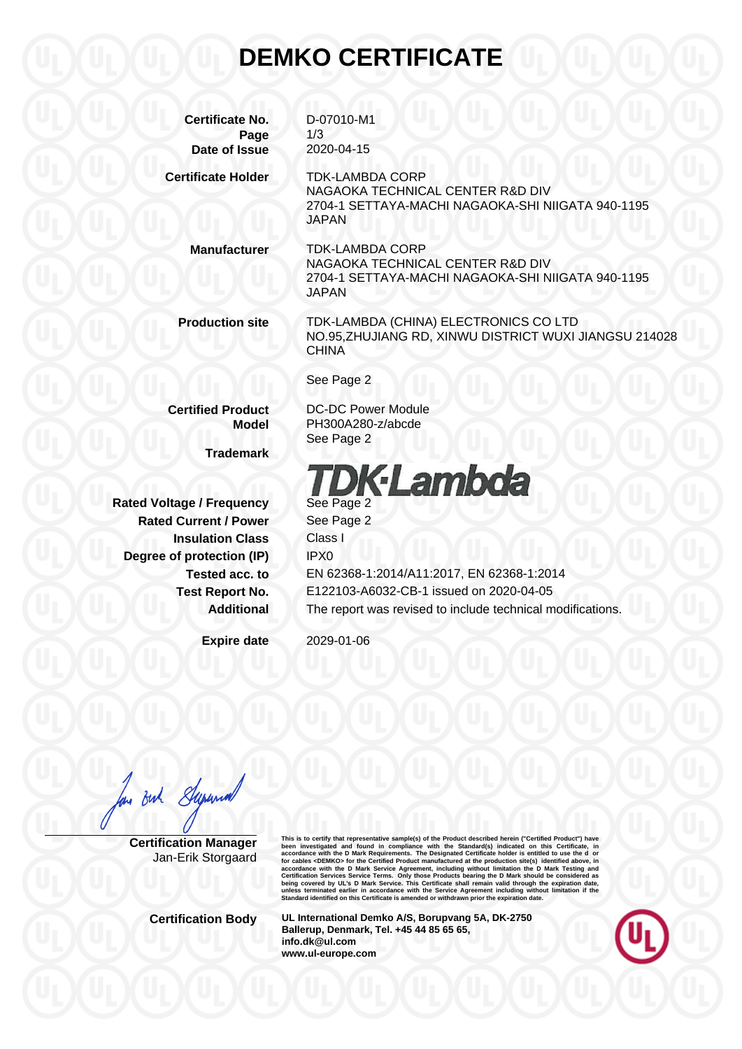# DEMKO CERTIFICATE

| | |
|---|---|
| **Certificate No.** | D-07010-M1 |
| **Page** | 1/3 |
| **Date of Issue** | 2020-04-15 |
| **Certificate Holder** | TDK-LAMBDA CORP<br>NAGAOKA TECHNICAL CENTER R&D DIV<br>2704-1 SETTAYA-MACHI NAGAOKA-SHI NIIGATA 940-1195<br>JAPAN |
| **Manufacturer** | TDK-LAMBDA CORP<br>NAGAOKA TECHNICAL CENTER R&D DIV<br>2704-1 SETTAYA-MACHI NAGAOKA-SHI NIIGATA 940-1195<br>JAPAN |
| **Production site** | TDK-LAMBDA (CHINA) ELECTRONICS CO LTD<br>NO.95,ZHUJIANG RD, XINWU DISTRICT WUXI JIANGSU 214028<br>CHINA<br><br>See Page 2 |
| **Certified Product** | DC-DC Power Module |
| **Model** | PH300A280-z/abcde<br>See Page 2 |
| **Trademark** | TDK-Lambda |
| **Rated Voltage / Frequency** | See Page 2 |
| **Rated Current / Power** | See Page 2 |
| **Insulation Class** | Class I |
| **Degree of protection (IP)** | IPX0 |
| **Tested acc. to** | EN 62368-1:2014/A11:2017, EN 62368-1:2014 |
| **Test Report No.** | E122103-A6032-CB-1 issued on 2020-04-05 |
| **Additional** | The report was revised to include technical modifications. |
| **Expire date** | 2029-01-06 |

**Certification Manager**
Jan-Erik Storgaard

This is to certify that representative sample(s) of the Product described herein ("Certified Product") have been investigated and found in compliance with the Standard(s) indicated on this Certificate, in accordance with the D Mark Requirements. The Designated Certificate holder is entitled to use the D or for cables <DEMKO> for the Certified Product manufactured at the production site(s) identified above, in accordance with the D Mark Service Agreement, including without limitation the D Mark Testing and Certification Services Service Terms. Only those Products bearing the D Mark should be considered as being covered by UL's D Mark Service. This Certificate shall remain valid through the expiration date, unless terminated earlier in accordance with the Service Agreement including without limitation if the Standard identified on this Certificate is amended or withdrawn prior the expiration date.

**Certification Body**

**UL International Demko A/S, Borupvang 5A, DK-2750 Ballerup, Denmark, Tel. +45 44 85 65 65, info.dk@ul.com www.ul-europe.com**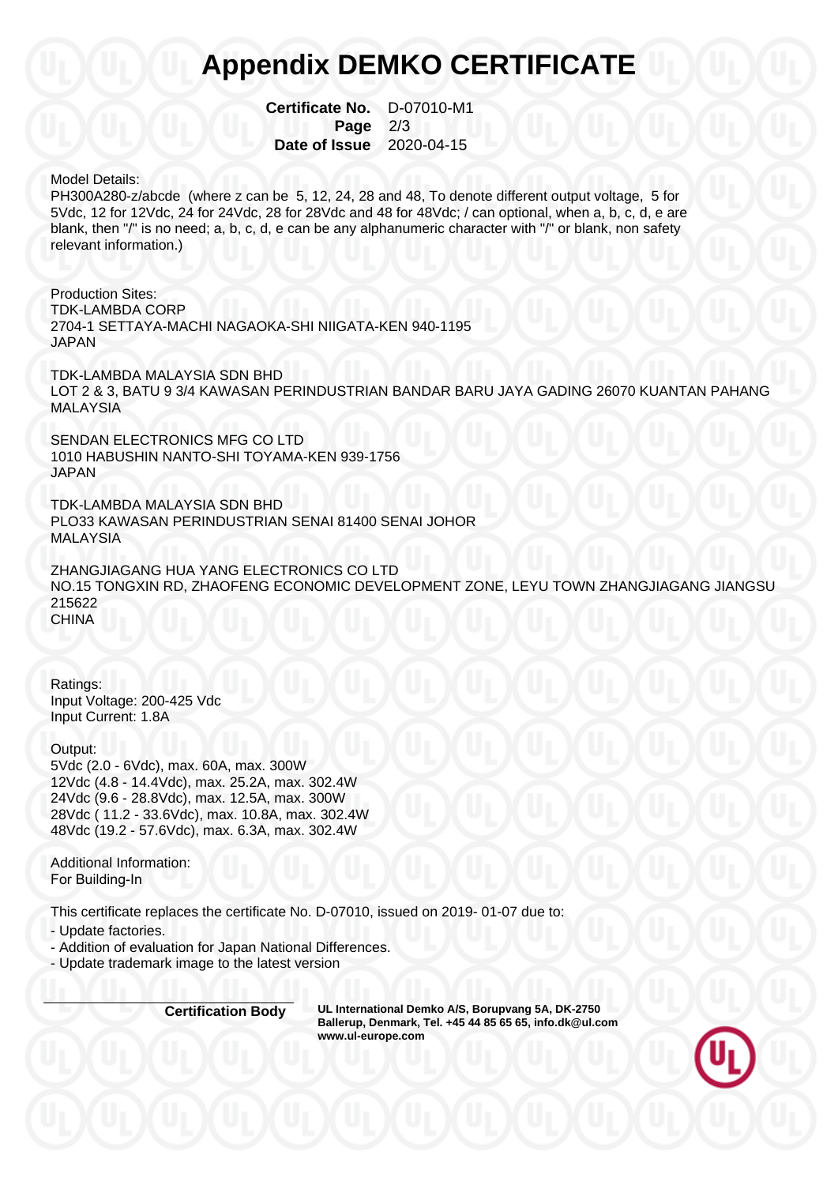# Appendix DEMKO CERTIFICATE

**Certificate No.** D-07010-M1
**Page** 2/3
**Date of Issue** 2020-04-15

Model Details:
PH300A280-z/abcde (where z can be 5, 12, 24, 28 and 48, To denote different output voltage, 5 for 5Vdc, 12 for 12Vdc, 24 for 24Vdc, 28 for 28Vdc and 48 for 48Vdc; / can optional, when a, b, c, d, e are blank, then "/" is no need; a, b, c, d, e can be any alphanumeric character with "/" or blank, non safety relevant information.)

Production Sites:
TDK-LAMBDA CORP
2704-1 SETTAYA-MACHI NAGAOKA-SHI NIIGATA-KEN 940-1195
JAPAN

TDK-LAMBDA MALAYSIA SDN BHD
LOT 2 & 3, BATU 9 3/4 KAWASAN PERINDUSTRIAN BANDAR BARU JAYA GADING 26070 KUANTAN PAHANG
MALAYSIA

SENDAN ELECTRONICS MFG CO LTD
1010 HABUSHIN NANTO-SHI TOYAMA-KEN 939-1756
JAPAN

TDK-LAMBDA MALAYSIA SDN BHD
PLO33 KAWASAN PERINDUSTRIAN SENAI 81400 SENAI JOHOR
MALAYSIA

ZHANGJIAGANG HUA YANG ELECTRONICS CO LTD
NO.15 TONGXIN RD, ZHAOFENG ECONOMIC DEVELOPMENT ZONE, LEYU TOWN ZHANGJIAGANG JIANGSU 215622
CHINA

Ratings:
Input Voltage: 200-425 Vdc
Input Current: 1.8A

Output:
5Vdc (2.0 - 6Vdc), max. 60A, max. 300W
12Vdc (4.8 - 14.4Vdc), max. 25.2A, max. 302.4W
24Vdc (9.6 - 28.8Vdc), max. 12.5A, max. 300W
28Vdc ( 11.2 - 33.6Vdc), max. 10.8A, max. 302.4W
48Vdc (19.2 - 57.6Vdc), max. 6.3A, max. 302.4W

Additional Information:
For Building-In

This certificate replaces the certificate No. D-07010, issued on 2019- 01-07 due to:
- Update factories.
- Addition of evaluation for Japan National Differences.
- Update trademark image to the latest version

**Certification Body** **UL International Demko A/S, Borupvang 5A, DK-2750 Ballerup, Denmark, Tel. +45 44 85 65 65, info.dk@ul.com www.ul-europe.com**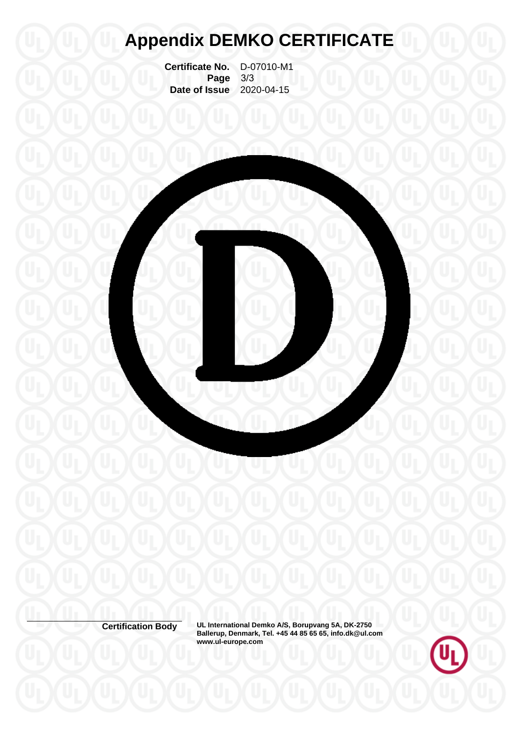# Appendix DEMKO CERTIFICATE

**Certificate No.** D-07010-M1
**Page** 3/3
**Date of Issue** 2020-04-15

**Certification Body** UL International Demko A/S, Borupvang 5A, DK-2750 Ballerup, Denmark, Tel. +45 44 85 65 65, info.dk@ul.com www.ul-europe.com